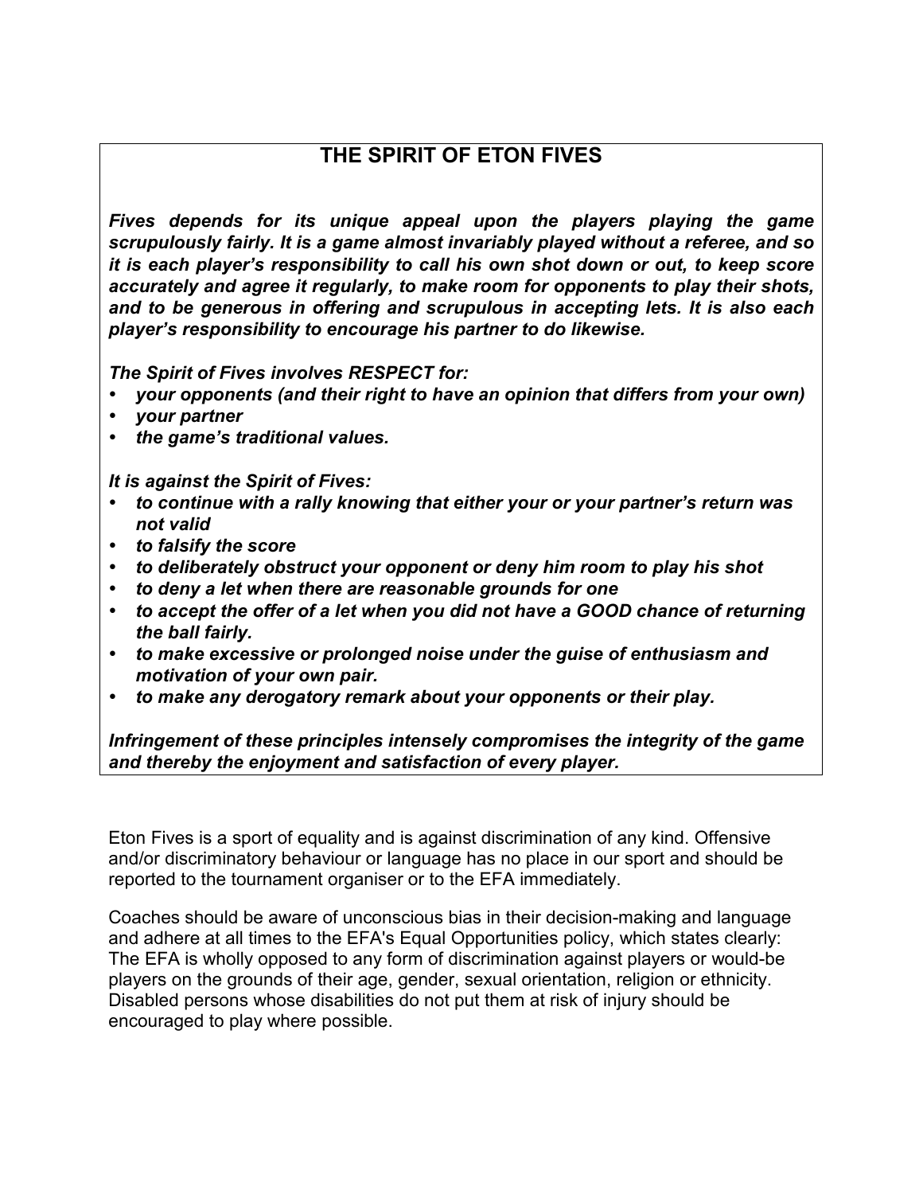## THE SPIRIT OF ETON FIVES

***Fives depends for its unique appeal upon the players playing the game scrupulously fairly. It is a game almost invariably played without a referee, and so it is each player's responsibility to call his own shot down or out, to keep score accurately and agree it regularly, to make room for opponents to play their shots, and to be generous in offering and scrupulous in accepting lets. It is also each player's responsibility to encourage his partner to do likewise.***

***The Spirit of Fives involves RESPECT for:***

- ***your opponents (and their right to have an opinion that differs from your own)***
- ***your partner***
- ***the game's traditional values.***

***It is against the Spirit of Fives:***

- ***to continue with a rally knowing that either your or your partner's return was not valid***
- ***to falsify the score***
- ***to deliberately obstruct your opponent or deny him room to play his shot***
- ***to deny a let when there are reasonable grounds for one***
- ***to accept the offer of a let when you did not have a GOOD chance of returning the ball fairly.***
- ***to make excessive or prolonged noise under the guise of enthusiasm and motivation of your own pair.***
- ***to make any derogatory remark about your opponents or their play.***

***Infringement of these principles intensely compromises the integrity of the game and thereby the enjoyment and satisfaction of every player.***

Eton Fives is a sport of equality and is against discrimination of any kind. Offensive and/or discriminatory behaviour or language has no place in our sport and should be reported to the tournament organiser or to the EFA immediately.

Coaches should be aware of unconscious bias in their decision-making and language and adhere at all times to the EFA's Equal Opportunities policy, which states clearly: The EFA is wholly opposed to any form of discrimination against players or would-be players on the grounds of their age, gender, sexual orientation, religion or ethnicity. Disabled persons whose disabilities do not put them at risk of injury should be encouraged to play where possible.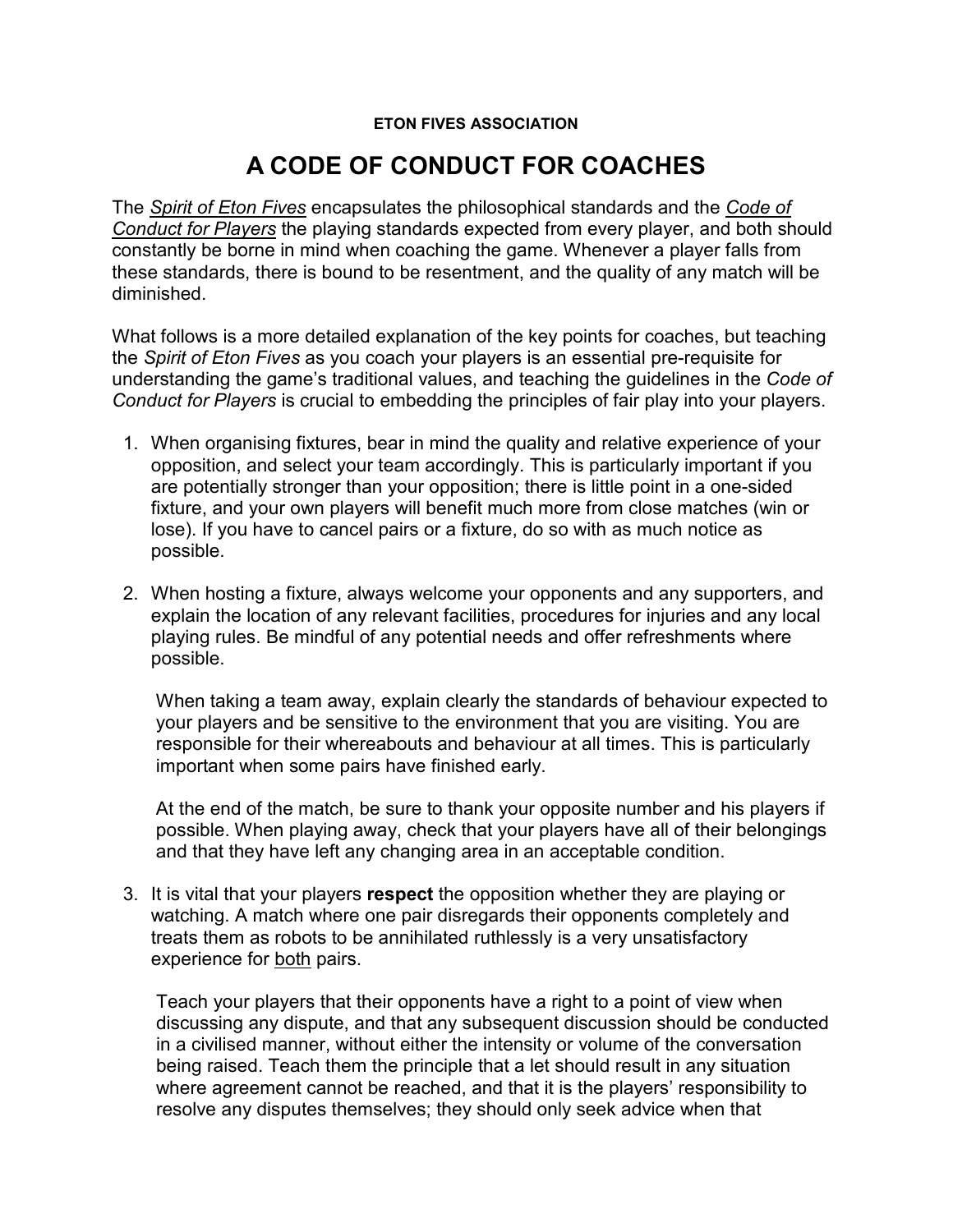**ETON FIVES ASSOCIATION**

# A CODE OF CONDUCT FOR COACHES

The *Spirit of Eton Fives* encapsulates the philosophical standards and the *Code of Conduct for Players* the playing standards expected from every player, and both should constantly be borne in mind when coaching the game. Whenever a player falls from these standards, there is bound to be resentment, and the quality of any match will be diminished.

What follows is a more detailed explanation of the key points for coaches, but teaching the *Spirit of Eton Fives* as you coach your players is an essential pre-requisite for understanding the game's traditional values, and teaching the guidelines in the *Code of Conduct for Players* is crucial to embedding the principles of fair play into your players.

1. When organising fixtures, bear in mind the quality and relative experience of your opposition, and select your team accordingly. This is particularly important if you are potentially stronger than your opposition; there is little point in a one-sided fixture, and your own players will benefit much more from close matches (win or lose). If you have to cancel pairs or a fixture, do so with as much notice as possible.

2. When hosting a fixture, always welcome your opponents and any supporters, and explain the location of any relevant facilities, procedures for injuries and any local playing rules. Be mindful of any potential needs and offer refreshments where possible.

   When taking a team away, explain clearly the standards of behaviour expected to your players and be sensitive to the environment that you are visiting. You are responsible for their whereabouts and behaviour at all times. This is particularly important when some pairs have finished early.

   At the end of the match, be sure to thank your opposite number and his players if possible. When playing away, check that your players have all of their belongings and that they have left any changing area in an acceptable condition.

3. It is vital that your players **respect** the opposition whether they are playing or watching. A match where one pair disregards their opponents completely and treats them as robots to be annihilated ruthlessly is a very unsatisfactory experience for <u>both</u> pairs.

   Teach your players that their opponents have a right to a point of view when discussing any dispute, and that any subsequent discussion should be conducted in a civilised manner, without either the intensity or volume of the conversation being raised. Teach them the principle that a let should result in any situation where agreement cannot be reached, and that it is the players' responsibility to resolve any disputes themselves; they should only seek advice when that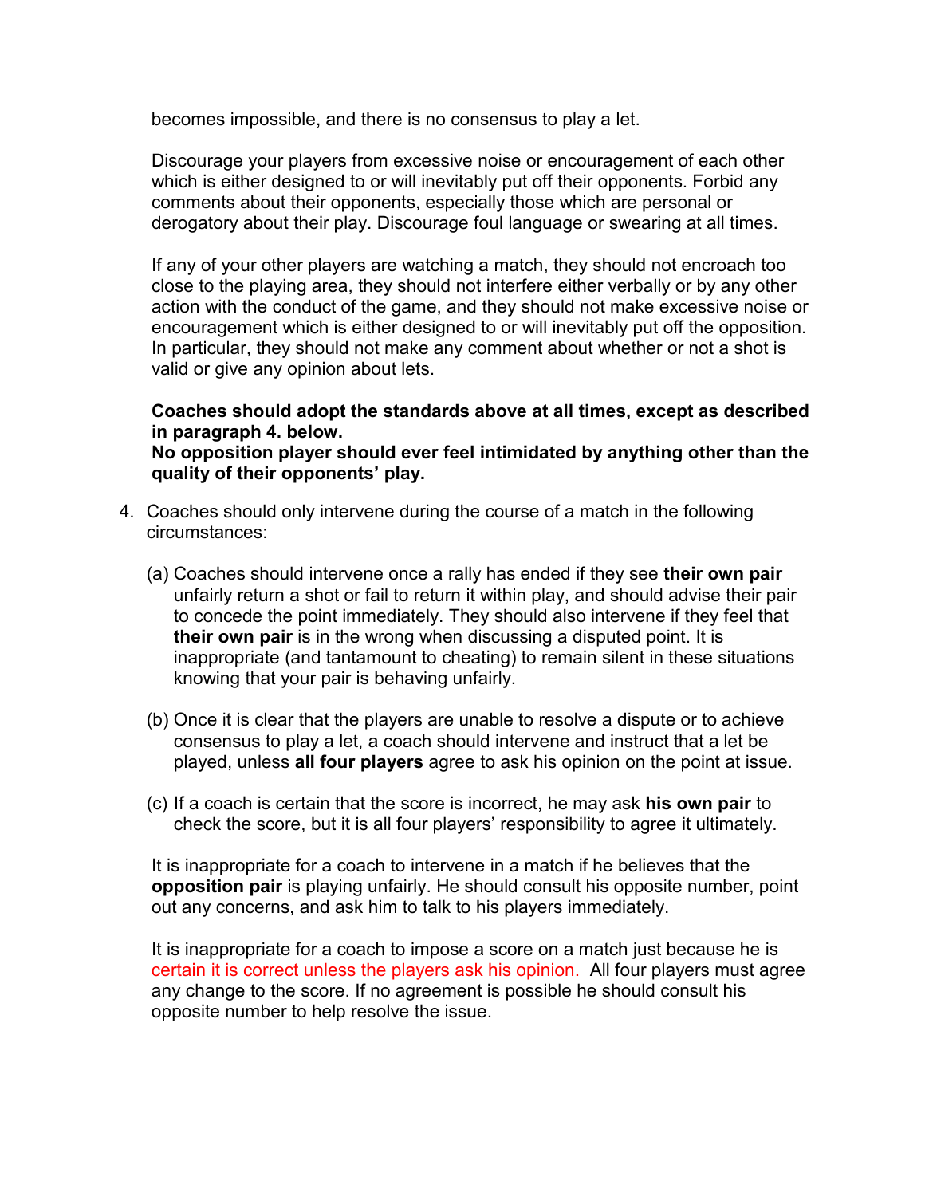becomes impossible, and there is no consensus to play a let.

Discourage your players from excessive noise or encouragement of each other which is either designed to or will inevitably put off their opponents. Forbid any comments about their opponents, especially those which are personal or derogatory about their play. Discourage foul language or swearing at all times.

If any of your other players are watching a match, they should not encroach too close to the playing area, they should not interfere either verbally or by any other action with the conduct of the game, and they should not make excessive noise or encouragement which is either designed to or will inevitably put off the opposition. In particular, they should not make any comment about whether or not a shot is valid or give any opinion about lets.

**Coaches should adopt the standards above at all times, except as described in paragraph 4. below.**
**No opposition player should ever feel intimidated by anything other than the quality of their opponents' play.**

4. Coaches should only intervene during the course of a match in the following circumstances:

   (a) Coaches should intervene once a rally has ended if they see **their own pair** unfairly return a shot or fail to return it within play, and should advise their pair to concede the point immediately. They should also intervene if they feel that **their own pair** is in the wrong when discussing a disputed point. It is inappropriate (and tantamount to cheating) to remain silent in these situations knowing that your pair is behaving unfairly.

   (b) Once it is clear that the players are unable to resolve a dispute or to achieve consensus to play a let, a coach should intervene and instruct that a let be played, unless **all four players** agree to ask his opinion on the point at issue.

   (c) If a coach is certain that the score is incorrect, he may ask **his own pair** to check the score, but it is all four players' responsibility to agree it ultimately.

   It is inappropriate for a coach to intervene in a match if he believes that the **opposition pair** is playing unfairly. He should consult his opposite number, point out any concerns, and ask him to talk to his players immediately.

   It is inappropriate for a coach to impose a score on a match just because he is certain it is correct unless the players ask his opinion. All four players must agree any change to the score. If no agreement is possible he should consult his opposite number to help resolve the issue.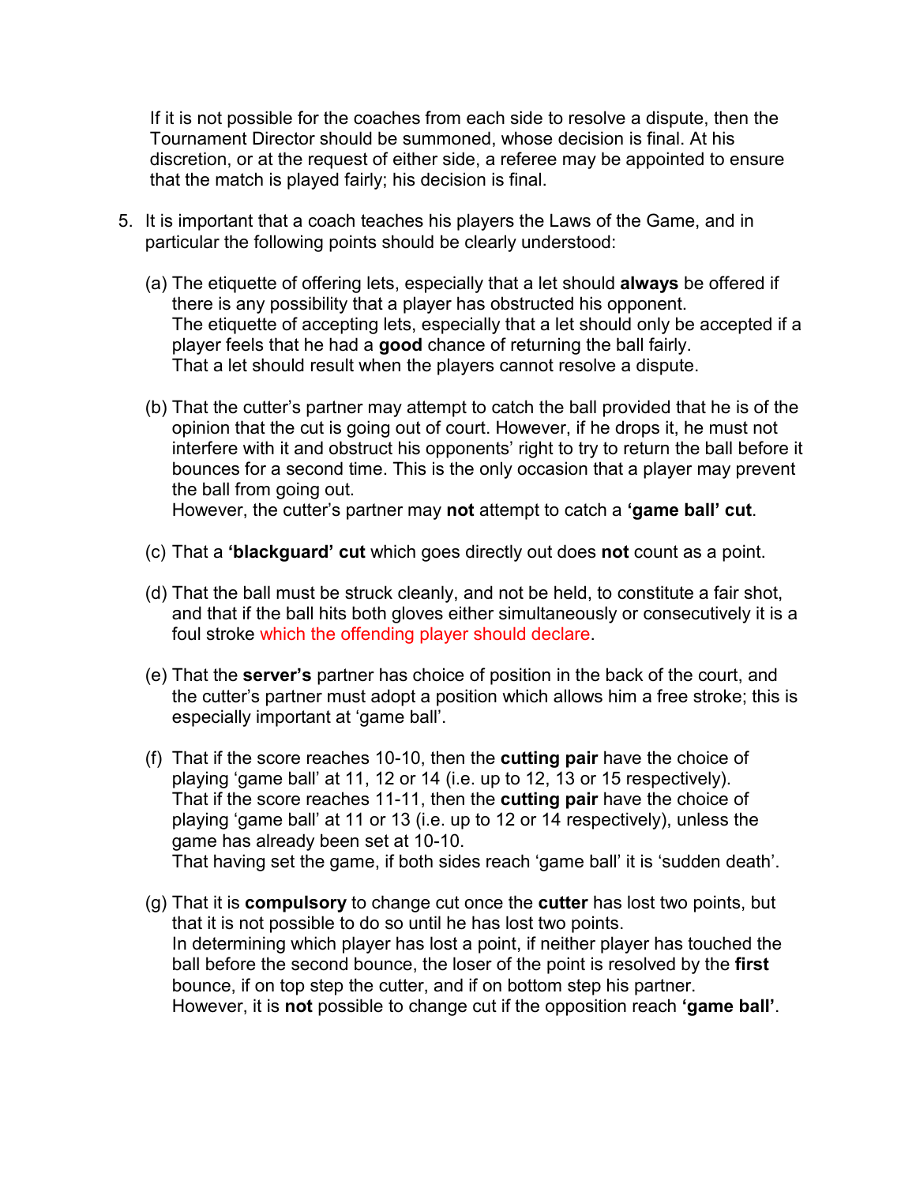If it is not possible for the coaches from each side to resolve a dispute, then the Tournament Director should be summoned, whose decision is final. At his discretion, or at the request of either side, a referee may be appointed to ensure that the match is played fairly; his decision is final.

5. It is important that a coach teaches his players the Laws of the Game, and in particular the following points should be clearly understood:

   (a) The etiquette of offering lets, especially that a let should **always** be offered if there is any possibility that a player has obstructed his opponent.
   The etiquette of accepting lets, especially that a let should only be accepted if a player feels that he had a **good** chance of returning the ball fairly.
   That a let should result when the players cannot resolve a dispute.

   (b) That the cutter's partner may attempt to catch the ball provided that he is of the opinion that the cut is going out of court. However, if he drops it, he must not interfere with it and obstruct his opponents' right to try to return the ball before it bounces for a second time. This is the only occasion that a player may prevent the ball from going out.
   However, the cutter's partner may **not** attempt to catch a **'game ball' cut**.

   (c) That a **'blackguard' cut** which goes directly out does **not** count as a point.

   (d) That the ball must be struck cleanly, and not be held, to constitute a fair shot, and that if the ball hits both gloves either simultaneously or consecutively it is a foul stroke which the offending player should declare.

   (e) That the **server's** partner has choice of position in the back of the court, and the cutter's partner must adopt a position which allows him a free stroke; this is especially important at 'game ball'.

   (f) That if the score reaches 10-10, then the **cutting pair** have the choice of playing 'game ball' at 11, 12 or 14 (i.e. up to 12, 13 or 15 respectively).
   That if the score reaches 11-11, then the **cutting pair** have the choice of playing 'game ball' at 11 or 13 (i.e. up to 12 or 14 respectively), unless the game has already been set at 10-10.
   That having set the game, if both sides reach 'game ball' it is 'sudden death'.

   (g) That it is **compulsory** to change cut once the **cutter** has lost two points, but that it is not possible to do so until he has lost two points.
   In determining which player has lost a point, if neither player has touched the ball before the second bounce, the loser of the point is resolved by the **first** bounce, if on top step the cutter, and if on bottom step his partner.
   However, it is **not** possible to change cut if the opposition reach **'game ball'**.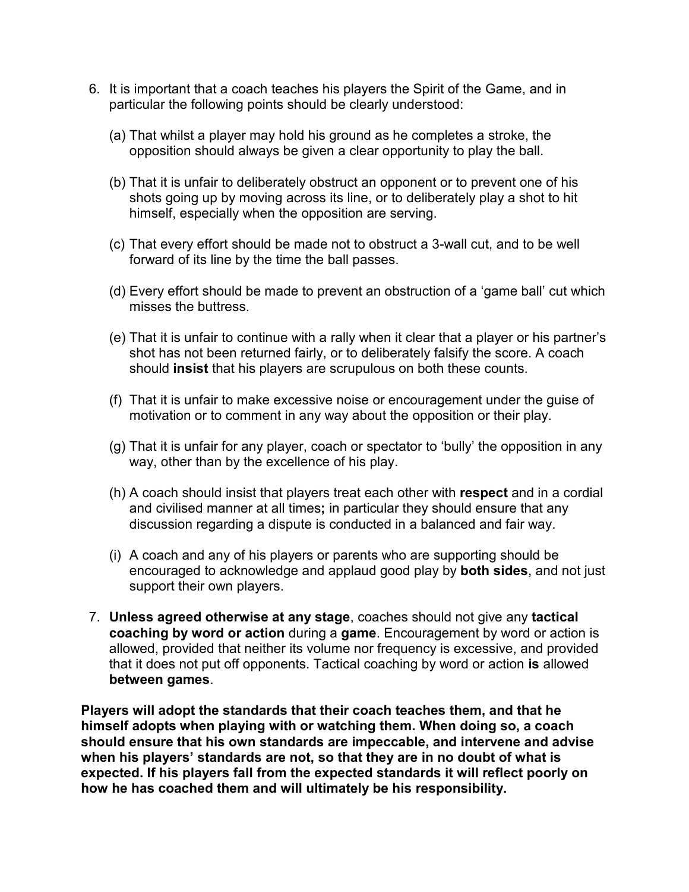6. It is important that a coach teaches his players the Spirit of the Game, and in particular the following points should be clearly understood:

   (a) That whilst a player may hold his ground as he completes a stroke, the opposition should always be given a clear opportunity to play the ball.

   (b) That it is unfair to deliberately obstruct an opponent or to prevent one of his shots going up by moving across its line, or to deliberately play a shot to hit himself, especially when the opposition are serving.

   (c) That every effort should be made not to obstruct a 3-wall cut, and to be well forward of its line by the time the ball passes.

   (d) Every effort should be made to prevent an obstruction of a 'game ball' cut which misses the buttress.

   (e) That it is unfair to continue with a rally when it clear that a player or his partner's shot has not been returned fairly, or to deliberately falsify the score. A coach should **insist** that his players are scrupulous on both these counts.

   (f) That it is unfair to make excessive noise or encouragement under the guise of motivation or to comment in any way about the opposition or their play.

   (g) That it is unfair for any player, coach or spectator to 'bully' the opposition in any way, other than by the excellence of his play.

   (h) A coach should insist that players treat each other with **respect** and in a cordial and civilised manner at all times**;** in particular they should ensure that any discussion regarding a dispute is conducted in a balanced and fair way.

   (i) A coach and any of his players or parents who are supporting should be encouraged to acknowledge and applaud good play by **both sides**, and not just support their own players.

7. **Unless agreed otherwise at any stage**, coaches should not give any **tactical coaching by word or action** during a **game**. Encouragement by word or action is allowed, provided that neither its volume nor frequency is excessive, and provided that it does not put off opponents. Tactical coaching by word or action **is** allowed **between games**.

**Players will adopt the standards that their coach teaches them, and that he himself adopts when playing with or watching them. When doing so, a coach should ensure that his own standards are impeccable, and intervene and advise when his players' standards are not, so that they are in no doubt of what is expected. If his players fall from the expected standards it will reflect poorly on how he has coached them and will ultimately be his responsibility.**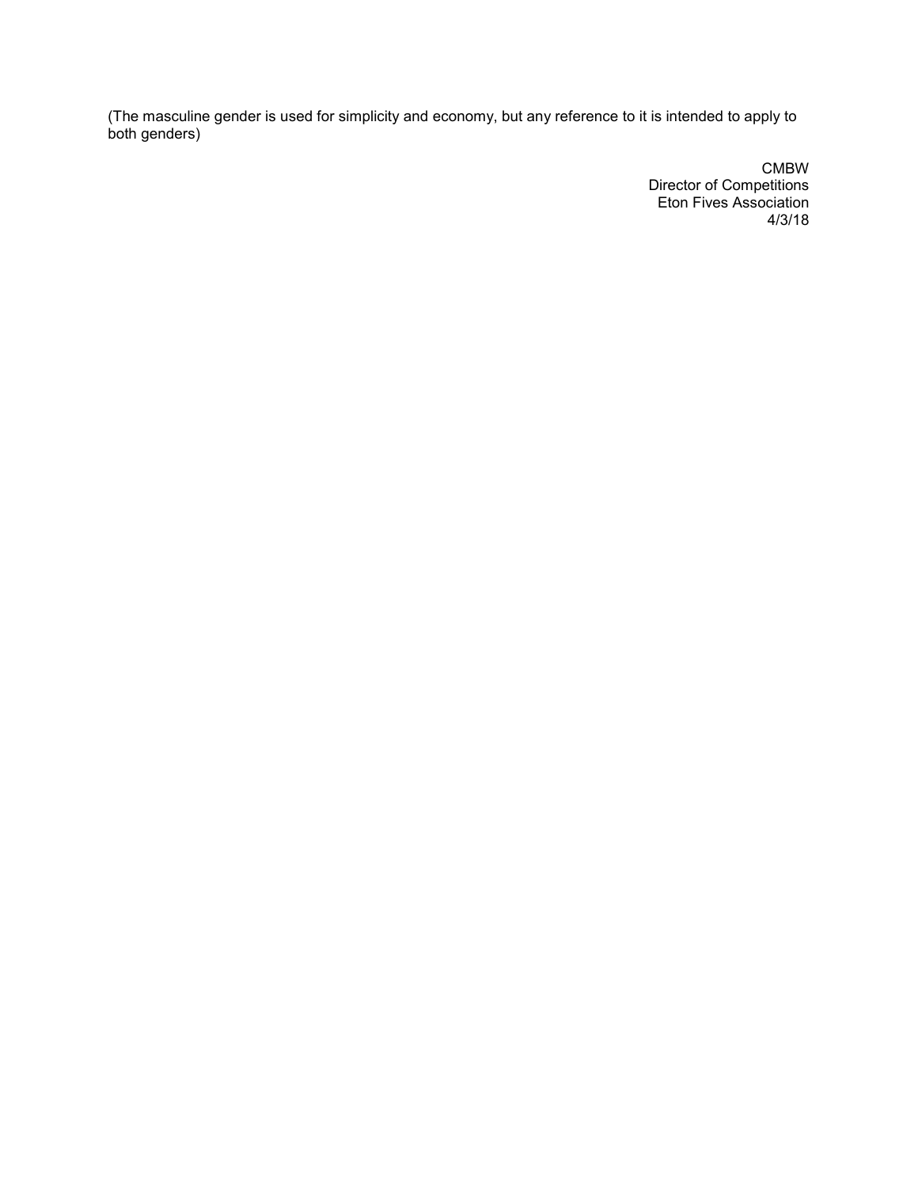(The masculine gender is used for simplicity and economy, but any reference to it is intended to apply to both genders)

CMBW
Director of Competitions
Eton Fives Association
4/3/18